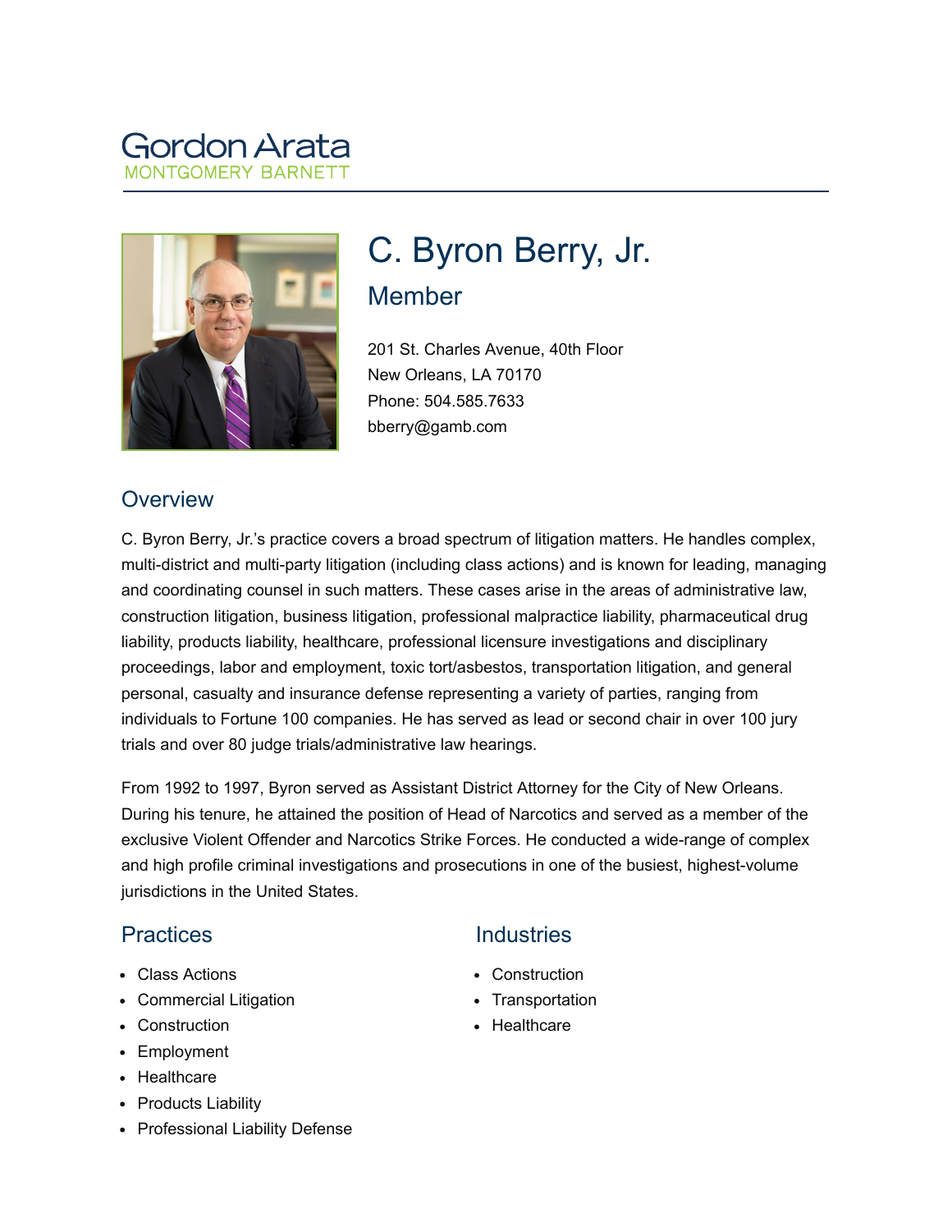Gordon Arata
MONTGOMERY BARNETT

# C. Byron Berry, Jr.

## Member

201 St. Charles Avenue, 40th Floor
New Orleans, LA 70170
Phone: 504.585.7633
bberry@gamb.com

## Overview

C. Byron Berry, Jr.'s practice covers a broad spectrum of litigation matters. He handles complex, multi-district and multi-party litigation (including class actions) and is known for leading, managing and coordinating counsel in such matters. These cases arise in the areas of administrative law, construction litigation, business litigation, professional malpractice liability, pharmaceutical drug liability, products liability, healthcare, professional licensure investigations and disciplinary proceedings, labor and employment, toxic tort/asbestos, transportation litigation, and general personal, casualty and insurance defense representing a variety of parties, ranging from individuals to Fortune 100 companies. He has served as lead or second chair in over 100 jury trials and over 80 judge trials/administrative law hearings.

From 1992 to 1997, Byron served as Assistant District Attorney for the City of New Orleans. During his tenure, he attained the position of Head of Narcotics and served as a member of the exclusive Violent Offender and Narcotics Strike Forces. He conducted a wide-range of complex and high profile criminal investigations and prosecutions in one of the busiest, highest-volume jurisdictions in the United States.

## Practices

- Class Actions
- Commercial Litigation
- Construction
- Employment
- Healthcare
- Products Liability
- Professional Liability Defense

## Industries

- Construction
- Transportation
- Healthcare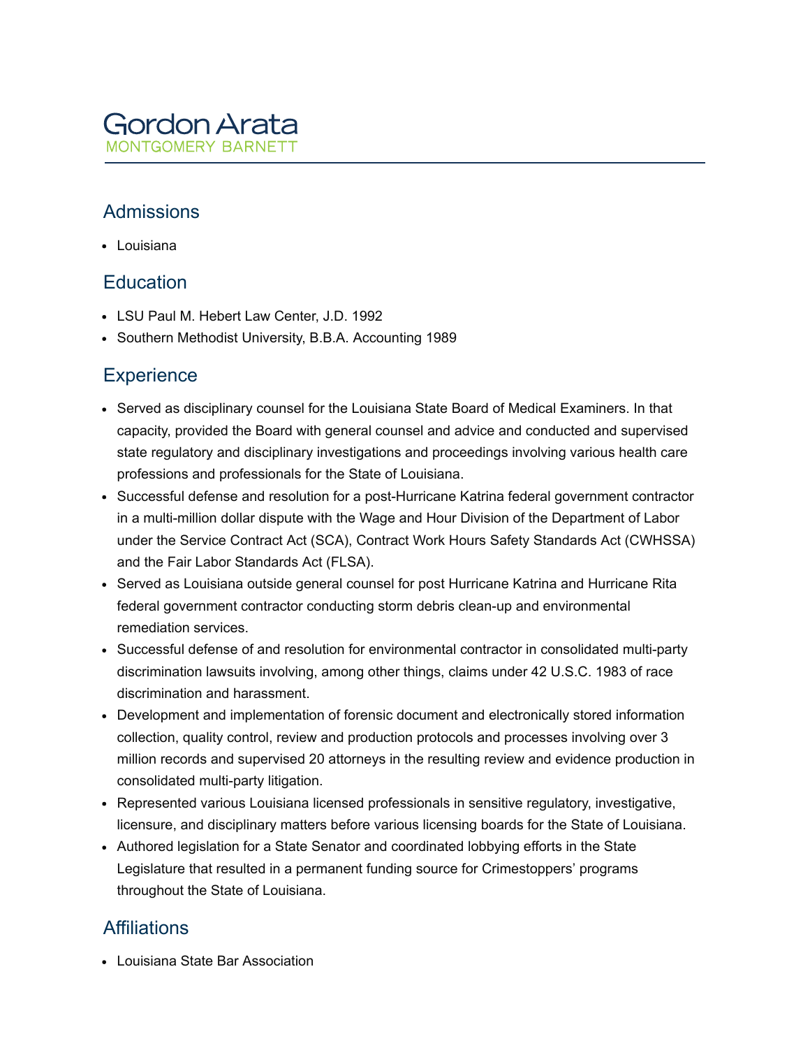## Admissions

- Louisiana

## Education

- LSU Paul M. Hebert Law Center, J.D. 1992
- Southern Methodist University, B.B.A. Accounting 1989

## Experience

- Served as disciplinary counsel for the Louisiana State Board of Medical Examiners. In that capacity, provided the Board with general counsel and advice and conducted and supervised state regulatory and disciplinary investigations and proceedings involving various health care professions and professionals for the State of Louisiana.
- Successful defense and resolution for a post-Hurricane Katrina federal government contractor in a multi-million dollar dispute with the Wage and Hour Division of the Department of Labor under the Service Contract Act (SCA), Contract Work Hours Safety Standards Act (CWHSSA) and the Fair Labor Standards Act (FLSA).
- Served as Louisiana outside general counsel for post Hurricane Katrina and Hurricane Rita federal government contractor conducting storm debris clean-up and environmental remediation services.
- Successful defense of and resolution for environmental contractor in consolidated multi-party discrimination lawsuits involving, among other things, claims under 42 U.S.C. 1983 of race discrimination and harassment.
- Development and implementation of forensic document and electronically stored information collection, quality control, review and production protocols and processes involving over 3 million records and supervised 20 attorneys in the resulting review and evidence production in consolidated multi-party litigation.
- Represented various Louisiana licensed professionals in sensitive regulatory, investigative, licensure, and disciplinary matters before various licensing boards for the State of Louisiana.
- Authored legislation for a State Senator and coordinated lobbying efforts in the State Legislature that resulted in a permanent funding source for Crimestoppers' programs throughout the State of Louisiana.

## Affiliations

- Louisiana State Bar Association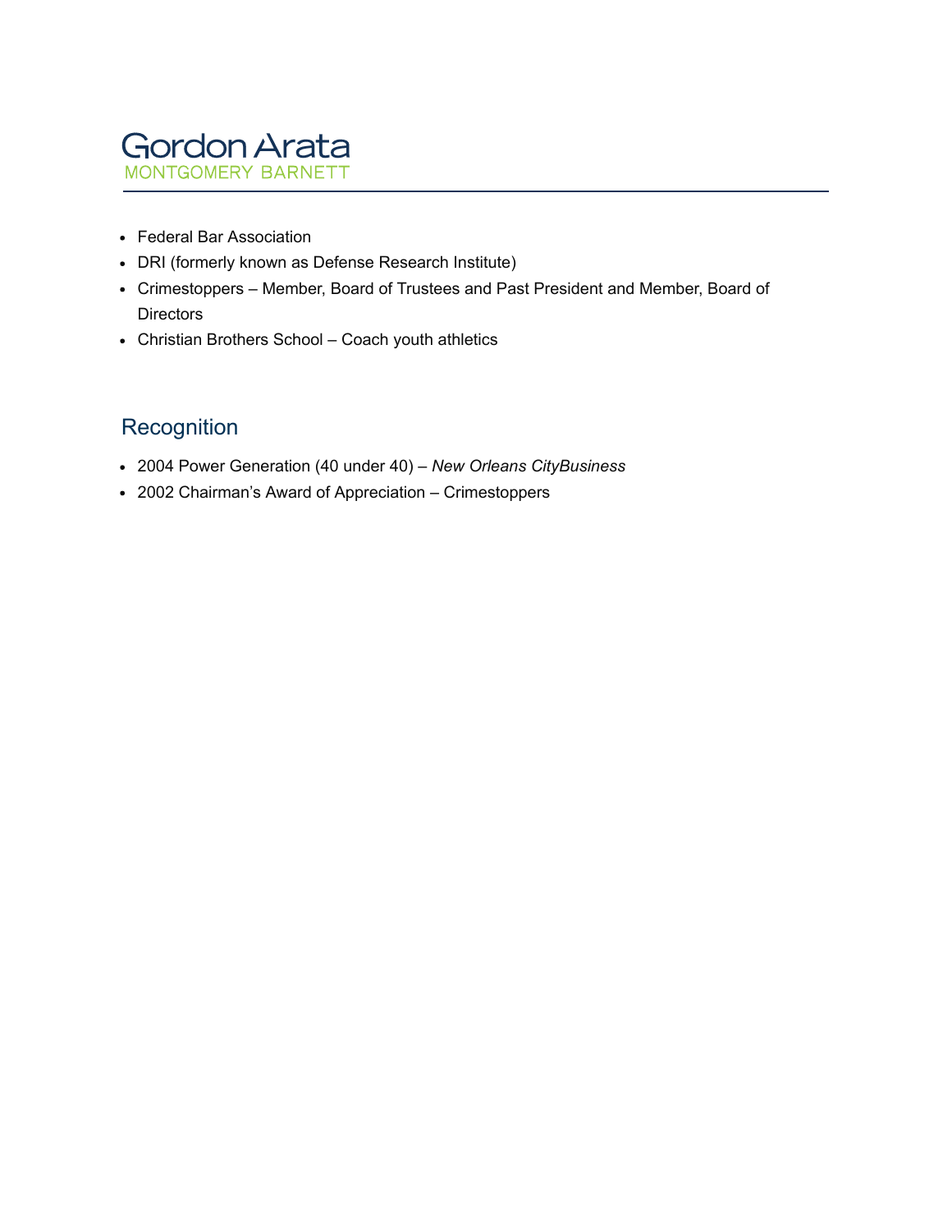- Federal Bar Association
- DRI (formerly known as Defense Research Institute)
- Crimestoppers – Member, Board of Trustees and Past President and Member, Board of Directors
- Christian Brothers School – Coach youth athletics

## Recognition

- 2004 Power Generation (40 under 40) – *New Orleans CityBusiness*
- 2002 Chairman's Award of Appreciation – Crimestoppers